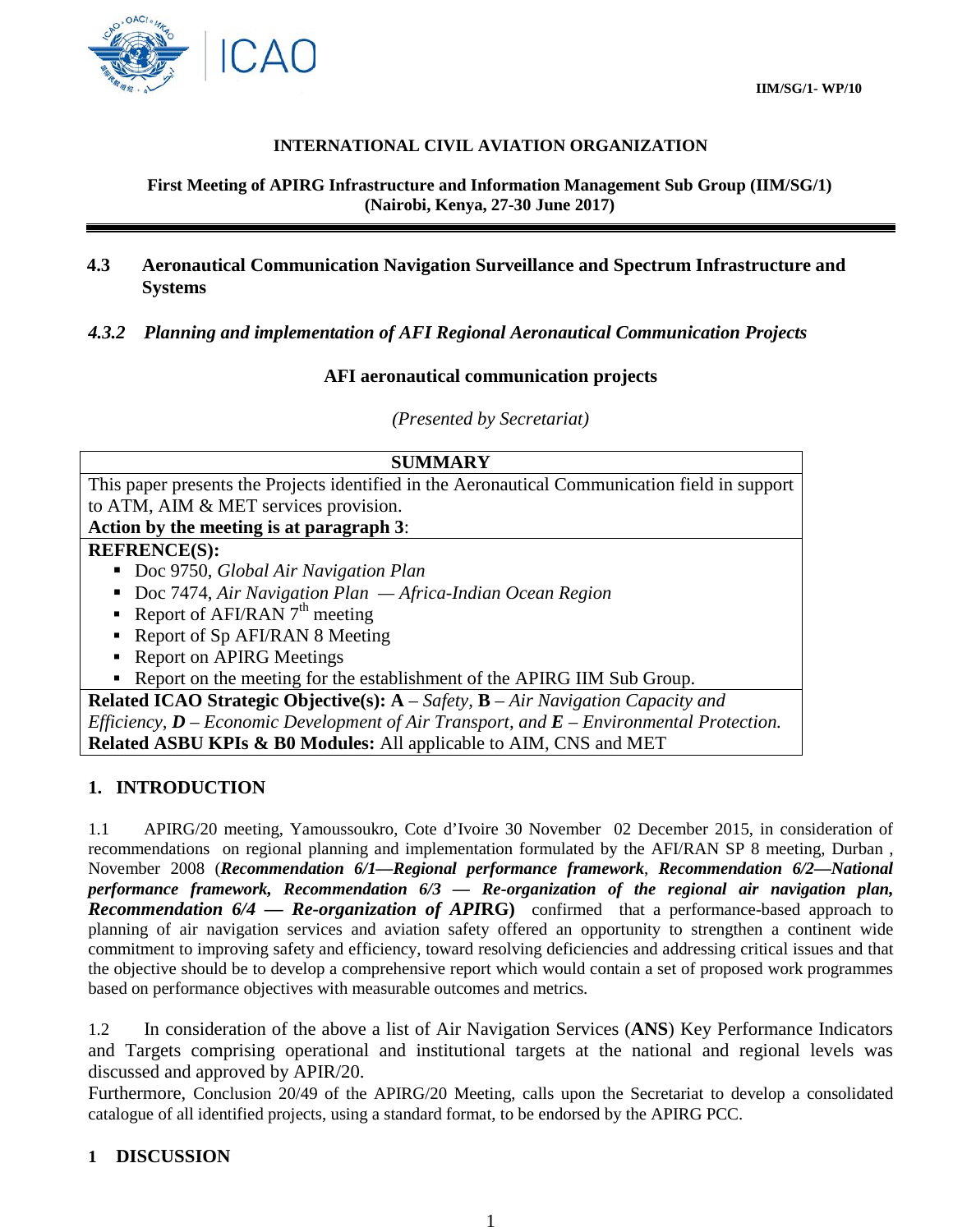IIM/SG/1- WP/10

**INTERNATIONAL CIVIL AVIATION ORGANIZATION**

**First Meeting of APIRG Infrastructure and Information Management Sub Group (IIM/SG/1)**
**(Nairobi, Kenya, 27-30 June 2017)**

## 4.3 Aeronautical Communication Navigation Surveillance and Spectrum Infrastructure and Systems

### *4.3.2 Planning and implementation of AFI Regional Aeronautical Communication Projects*

**AFI aeronautical communication projects**

*(Presented by Secretariat)*

| **SUMMARY** |
|---|
| This paper presents the Projects identified in the Aeronautical Communication field in support to ATM, AIM & MET services provision.<br>**Action by the meeting is at paragraph 3**: |
| **REFRENCE(S):**<br>▪ Doc 9750, *Global Air Navigation Plan*<br>▪ Doc 7474, *Air Navigation Plan — Africa-Indian Ocean Region*<br>▪ Report of AFI/RAN 7th meeting<br>▪ Report of Sp AFI/RAN 8 Meeting<br>▪ Report on APIRG Meetings<br>▪ Report on the meeting for the establishment of the APIRG IIM Sub Group. |
| **Related ICAO Strategic Objective(s): A** – *Safety*, **B** – *Air Navigation Capacity and Efficiency*, ***D*** *– Economic Development of Air Transport, and* ***E*** *– Environmental Protection.*<br>**Related ASBU KPIs & B0 Modules:** All applicable to AIM, CNS and MET |

## 1. INTRODUCTION

1.1 APIRG/20 meeting, Yamoussoukro, Cote d'Ivoire 30 November 02 December 2015, in consideration of recommendations on regional planning and implementation formulated by the AFI/RAN SP 8 meeting, Durban , November 2008 (***Recommendation 6/1—Regional performance framework***, ***Recommendation 6/2—National performance framework, Recommendation 6/3 — Re-organization of the regional air navigation plan, Recommendation 6/4 — Re-organization of APIRG***) confirmed that a performance-based approach to planning of air navigation services and aviation safety offered an opportunity to strengthen a continent wide commitment to improving safety and efficiency, toward resolving deficiencies and addressing critical issues and that the objective should be to develop a comprehensive report which would contain a set of proposed work programmes based on performance objectives with measurable outcomes and metrics.

1.2 In consideration of the above a list of Air Navigation Services (**ANS**) Key Performance Indicators and Targets comprising operational and institutional targets at the national and regional levels was discussed and approved by APIR/20.

Furthermore, Conclusion 20/49 of the APIRG/20 Meeting, calls upon the Secretariat to develop a consolidated catalogue of all identified projects, using a standard format, to be endorsed by the APIRG PCC.

## 1 DISCUSSION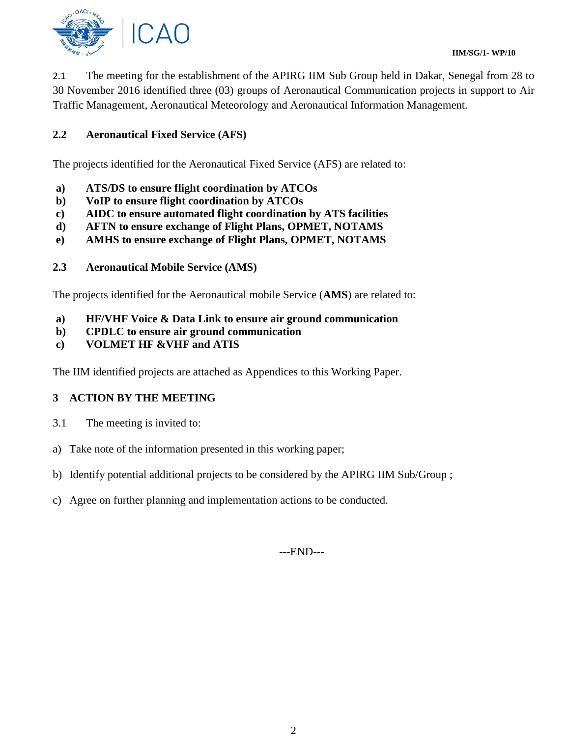2.1 The meeting for the establishment of the APIRG IIM Sub Group held in Dakar, Senegal from 28 to 30 November 2016 identified three (03) groups of Aeronautical Communication projects in support to Air Traffic Management, Aeronautical Meteorology and Aeronautical Information Management.

### 2.2 Aeronautical Fixed Service (AFS)

The projects identified for the Aeronautical Fixed Service (AFS) are related to:

- **a) ATS/DS to ensure flight coordination by ATCOs**
- **b) VoIP to ensure flight coordination by ATCOs**
- **c) AIDC to ensure automated flight coordination by ATS facilities**
- **d) AFTN to ensure exchange of Flight Plans, OPMET, NOTAMS**
- **e) AMHS to ensure exchange of Flight Plans, OPMET, NOTAMS**

### 2.3 Aeronautical Mobile Service (AMS)

The projects identified for the Aeronautical mobile Service (**AMS**) are related to:

- **a) HF/VHF Voice & Data Link to ensure air ground communication**
- **b) CPDLC to ensure air ground communication**
- **c) VOLMET HF &VHF and ATIS**

The IIM identified projects are attached as Appendices to this Working Paper.

## 3 ACTION BY THE MEETING

3.1 The meeting is invited to:

a) Take note of the information presented in this working paper;

b) Identify potential additional projects to be considered by the APIRG IIM Sub/Group ;

c) Agree on further planning and implementation actions to be conducted.

---END---